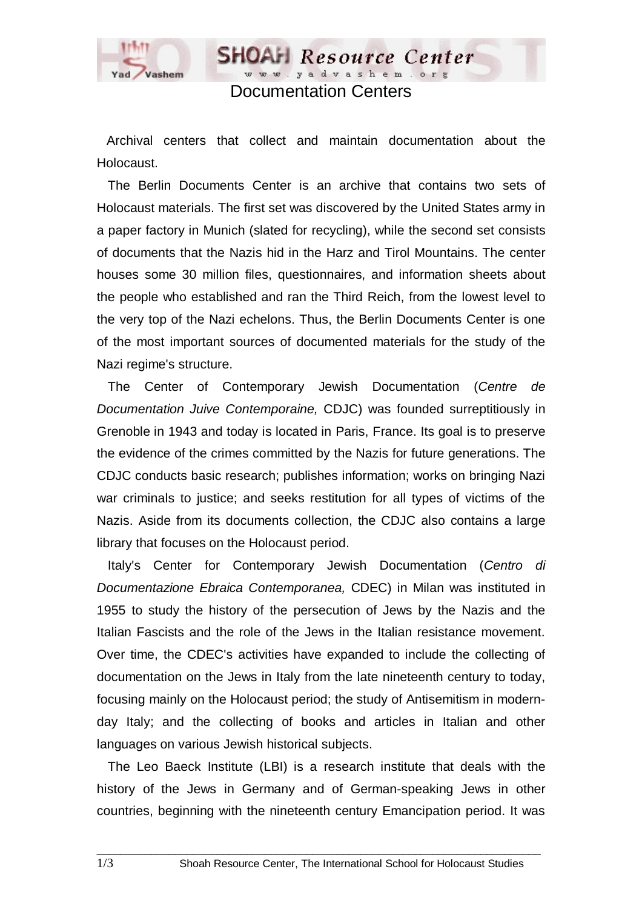# Documentation Centers

Archival centers that collect and maintain documentation about the Holocaust.

The Berlin Documents Center is an archive that contains two sets of Holocaust materials. The first set was discovered by the United States army in a paper factory in Munich (slated for recycling), while the second set consists of documents that the Nazis hid in the Harz and Tirol Mountains. The center houses some 30 million files, questionnaires, and information sheets about the people who established and ran the Third Reich, from the lowest level to the very top of the Nazi echelons. Thus, the Berlin Documents Center is one of the most important sources of documented materials for the study of the Nazi regime's structure.

The Center of Contemporary Jewish Documentation (*Centre de Documentation Juive Contemporaine,* CDJC) was founded surreptitiously in Grenoble in 1943 and today is located in Paris, France. Its goal is to preserve the evidence of the crimes committed by the Nazis for future generations. The CDJC conducts basic research; publishes information; works on bringing Nazi war criminals to justice; and seeks restitution for all types of victims of the Nazis. Aside from its documents collection, the CDJC also contains a large library that focuses on the Holocaust period.

Italy's Center for Contemporary Jewish Documentation (*Centro di Documentazione Ebraica Contemporanea,* CDEC) in Milan was instituted in 1955 to study the history of the persecution of Jews by the Nazis and the Italian Fascists and the role of the Jews in the Italian resistance movement. Over time, the CDEC's activities have expanded to include the collecting of documentation on the Jews in Italy from the late nineteenth century to today, focusing mainly on the Holocaust period; the study of Antisemitism in modern-day Italy; and the collecting of books and articles in Italian and other languages on various Jewish historical subjects.

The Leo Baeck Institute (LBI) is a research institute that deals with the history of the Jews in Germany and of German-speaking Jews in other countries, beginning with the nineteenth century Emancipation period. It was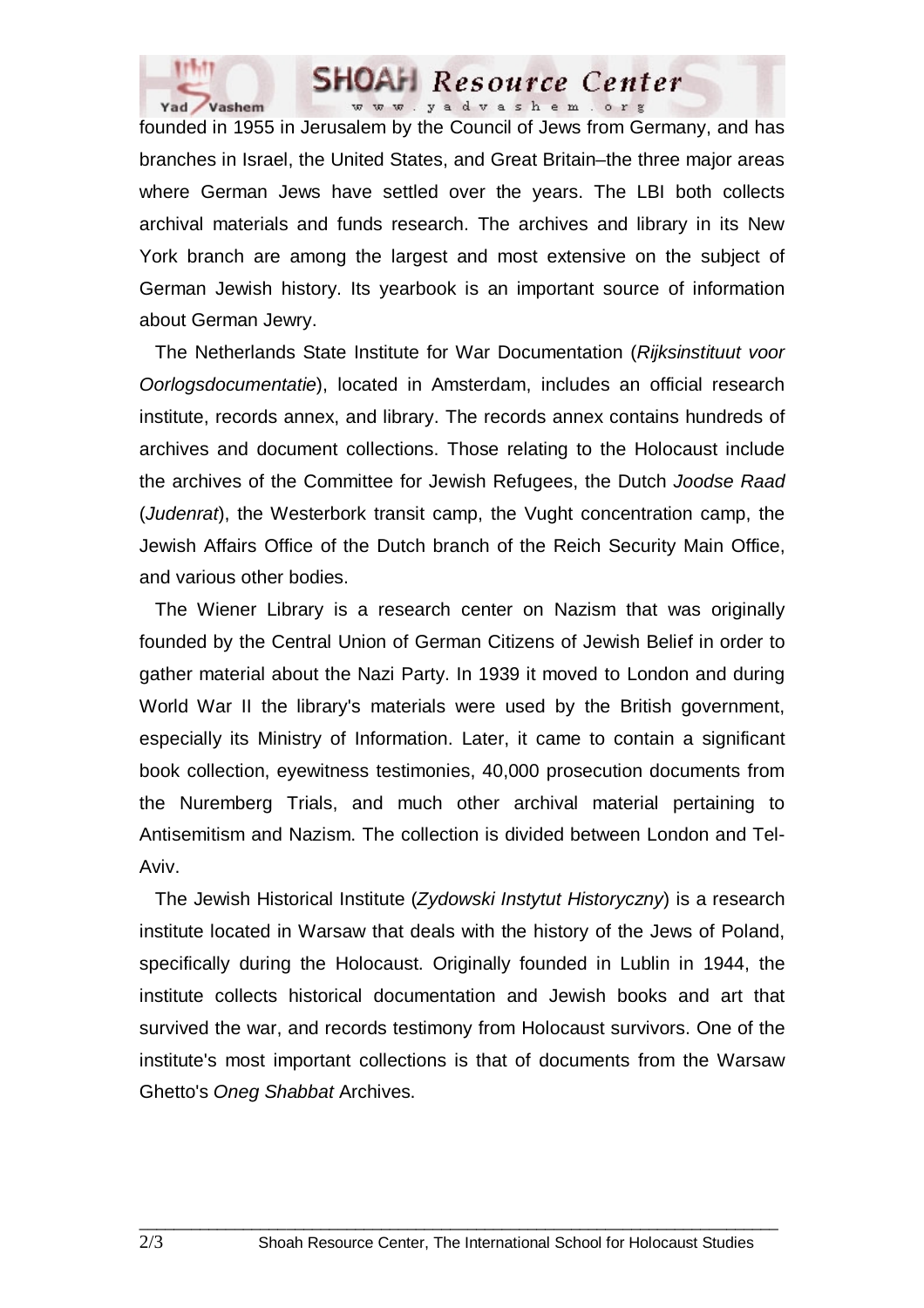founded in 1955 in Jerusalem by the Council of Jews from Germany, and has branches in Israel, the United States, and Great Britain–the three major areas where German Jews have settled over the years. The LBI both collects archival materials and funds research. The archives and library in its New York branch are among the largest and most extensive on the subject of German Jewish history. Its yearbook is an important source of information about German Jewry.

The Netherlands State Institute for War Documentation (*Rijksinstituut voor Oorlogsdocumentatie*), located in Amsterdam, includes an official research institute, records annex, and library. The records annex contains hundreds of archives and document collections. Those relating to the Holocaust include the archives of the Committee for Jewish Refugees, the Dutch *Joodse Raad* (*Judenrat*), the Westerbork transit camp, the Vught concentration camp, the Jewish Affairs Office of the Dutch branch of the Reich Security Main Office, and various other bodies.

The Wiener Library is a research center on Nazism that was originally founded by the Central Union of German Citizens of Jewish Belief in order to gather material about the Nazi Party. In 1939 it moved to London and during World War II the library's materials were used by the British government, especially its Ministry of Information. Later, it came to contain a significant book collection, eyewitness testimonies, 40,000 prosecution documents from the Nuremberg Trials, and much other archival material pertaining to Antisemitism and Nazism. The collection is divided between London and Tel-Aviv.

The Jewish Historical Institute (*Zydowski Instytut Historyczny*) is a research institute located in Warsaw that deals with the history of the Jews of Poland, specifically during the Holocaust. Originally founded in Lublin in 1944, the institute collects historical documentation and Jewish books and art that survived the war, and records testimony from Holocaust survivors. One of the institute's most important collections is that of documents from the Warsaw Ghetto's *Oneg Shabbat* Archives.